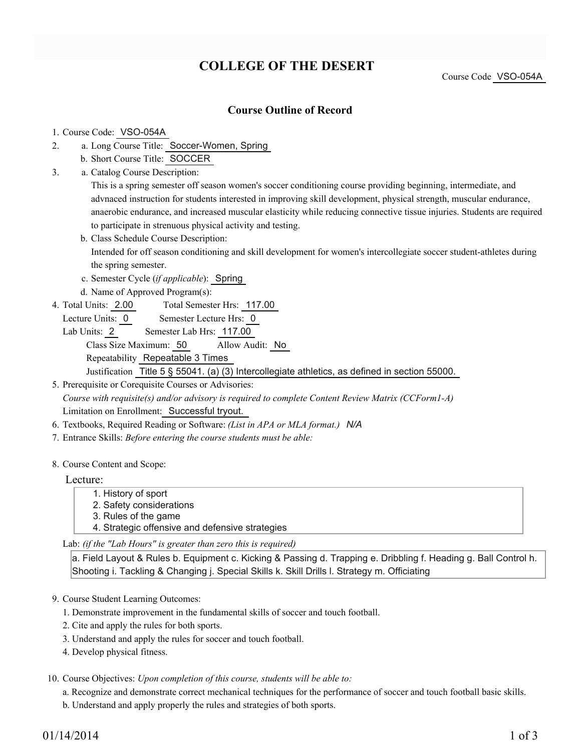# COLLEGE OF THE DESERT

Course Code VSO-054A

## Course Outline of Record

1. Course Code: VSO-054A
2. a. Long Course Title: Soccer-Women, Spring
   b. Short Course Title: SOCCER
3. a. Catalog Course Description:
   This is a spring semester off season women's soccer conditioning course providing beginning, intermediate, and advnaced instruction for students interested in improving skill development, physical strength, muscular endurance, anaerobic endurance, and increased muscular elasticity while reducing connective tissue injuries. Students are required to participate in strenuous physical activity and testing.
   b. Class Schedule Course Description:
   Intended for off season conditioning and skill development for women's intercollegiate soccer student-athletes during the spring semester.
   c. Semester Cycle (*if applicable*): Spring
   d. Name of Approved Program(s):
4. Total Units: 2.00 Total Semester Hrs: 117.00
   Lecture Units: 0 Semester Lecture Hrs: 0
   Lab Units: 2 Semester Lab Hrs: 117.00
   Class Size Maximum: 50 Allow Audit: No
   Repeatability Repeatable 3 Times
   Justification Title 5 § 55041. (a) (3) Intercollegiate athletics, as defined in section 55000.
5. Prerequisite or Corequisite Courses or Advisories:
   *Course with requisite(s) and/or advisory is required to complete Content Review Matrix (CCForm1-A)*
   Limitation on Enrollment: Successful tryout.
6. Textbooks, Required Reading or Software: *(List in APA or MLA format.)* *N/A*
7. Entrance Skills: *Before entering the course students must be able:*
8. Course Content and Scope:

   Lecture:

   1. History of sport
   2. Safety considerations
   3. Rules of the game
   4. Strategic offensive and defensive strategies

   Lab: *(if the "Lab Hours" is greater than zero this is required)*

   a. Field Layout & Rules b. Equipment c. Kicking & Passing d. Trapping e. Dribbling f. Heading g. Ball Control h. Shooting i. Tackling & Changing j. Special Skills k. Skill Drills l. Strategy m. Officiating

9. Course Student Learning Outcomes:
   1. Demonstrate improvement in the fundamental skills of soccer and touch football.
   2. Cite and apply the rules for both sports.
   3. Understand and apply the rules for soccer and touch football.
   4. Develop physical fitness.

10. Course Objectives: *Upon completion of this course, students will be able to:*
    a. Recognize and demonstrate correct mechanical techniques for the performance of soccer and touch football basic skills.
    b. Understand and apply properly the rules and strategies of both sports.

01/14/2014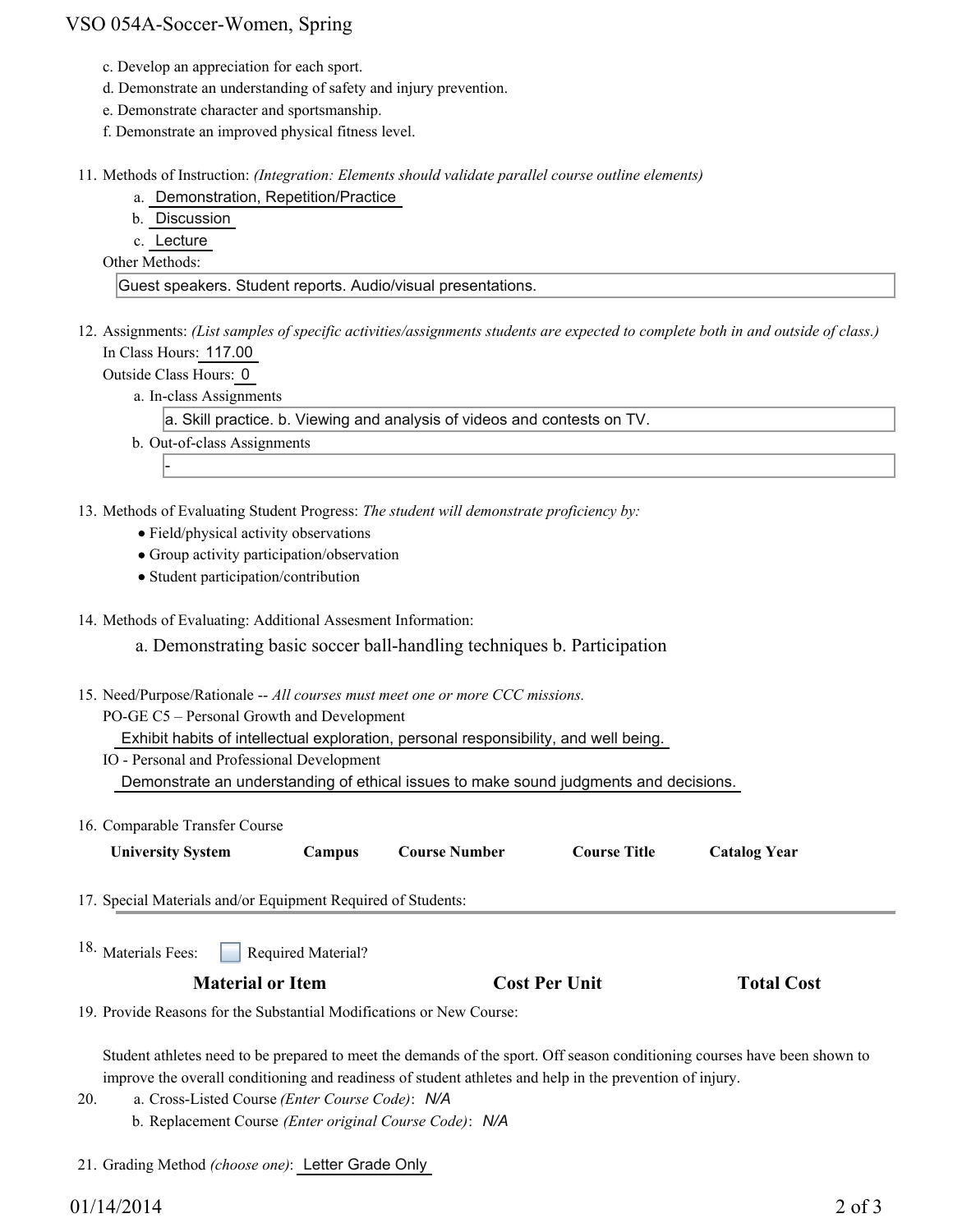c. Develop an appreciation for each sport.
d. Demonstrate an understanding of safety and injury prevention.
e. Demonstrate character and sportsmanship.
f. Demonstrate an improved physical fitness level.

11. Methods of Instruction: *(Integration: Elements should validate parallel course outline elements)*
    a. Demonstration, Repetition/Practice
    b. Discussion
    c. Lecture

    Other Methods:

    Guest speakers. Student reports. Audio/visual presentations.

12. Assignments: *(List samples of specific activities/assignments students are expected to complete both in and outside of class.)*

    In Class Hours: 117.00

    Outside Class Hours: 0

    a. In-class Assignments

       a. Skill practice. b. Viewing and analysis of videos and contests on TV.

    b. Out-of-class Assignments

       -

13. Methods of Evaluating Student Progress: *The student will demonstrate proficiency by:*
    - Field/physical activity observations
    - Group activity participation/observation
    - Student participation/contribution

14. Methods of Evaluating: Additional Assesment Information:

    a. Demonstrating basic soccer ball-handling techniques b. Participation

15. Need/Purpose/Rationale -- *All courses must meet one or more CCC missions.*

    PO-GE C5 – Personal Growth and Development

    Exhibit habits of intellectual exploration, personal responsibility, and well being.

    IO - Personal and Professional Development

    Demonstrate an understanding of ethical issues to make sound judgments and decisions.

16. Comparable Transfer Course

| University System | Campus | Course Number | Course Title | Catalog Year |
|---|---|---|---|---|

17. Special Materials and/or Equipment Required of Students:

18. Materials Fees: ☐ Required Material?

| Material or Item | Cost Per Unit | Total Cost |
|---|---|---|

19. Provide Reasons for the Substantial Modifications or New Course:

    Student athletes need to be prepared to meet the demands of the sport. Off season conditioning courses have been shown to improve the overall conditioning and readiness of student athletes and help in the prevention of injury.

20. a. Cross-Listed Course *(Enter Course Code)*: *N/A*
    b. Replacement Course *(Enter original Course Code)*: *N/A*

21. Grading Method *(choose one)*: Letter Grade Only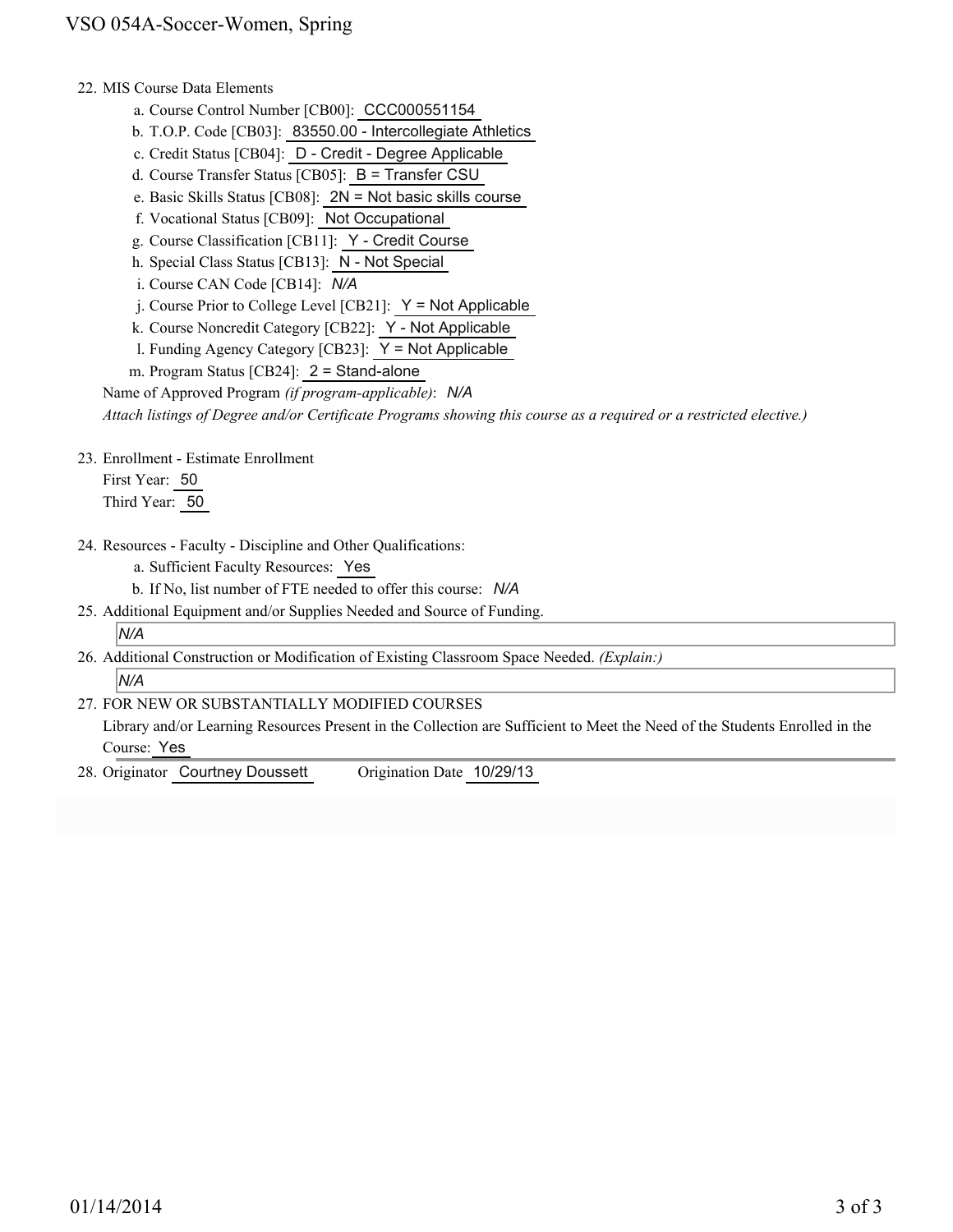22. MIS Course Data Elements
    a. Course Control Number [CB00]: CCC000551154
    b. T.O.P. Code [CB03]: 83550.00 - Intercollegiate Athletics
    c. Credit Status [CB04]: D - Credit - Degree Applicable
    d. Course Transfer Status [CB05]: B = Transfer CSU
    e. Basic Skills Status [CB08]: 2N = Not basic skills course
    f. Vocational Status [CB09]: Not Occupational
    g. Course Classification [CB11]: Y - Credit Course
    h. Special Class Status [CB13]: N - Not Special
    i. Course CAN Code [CB14]: *N/A*
    j. Course Prior to College Level [CB21]: Y = Not Applicable
    k. Course Noncredit Category [CB22]: Y - Not Applicable
    l. Funding Agency Category [CB23]: Y = Not Applicable
    m. Program Status [CB24]: 2 = Stand-alone

    Name of Approved Program *(if program-applicable)*: *N/A*

    *Attach listings of Degree and/or Certificate Programs showing this course as a required or a restricted elective.)*

23. Enrollment - Estimate Enrollment

    First Year: 50

    Third Year: 50

24. Resources - Faculty - Discipline and Other Qualifications:
    a. Sufficient Faculty Resources: Yes
    b. If No, list number of FTE needed to offer this course: *N/A*

25. Additional Equipment and/or Supplies Needed and Source of Funding.

    *N/A*

26. Additional Construction or Modification of Existing Classroom Space Needed. *(Explain:)*

    *N/A*

27. FOR NEW OR SUBSTANTIALLY MODIFIED COURSES

    Library and/or Learning Resources Present in the Collection are Sufficient to Meet the Need of the Students Enrolled in the Course: Yes

28. Originator Courtney Doussett Origination Date 10/29/13